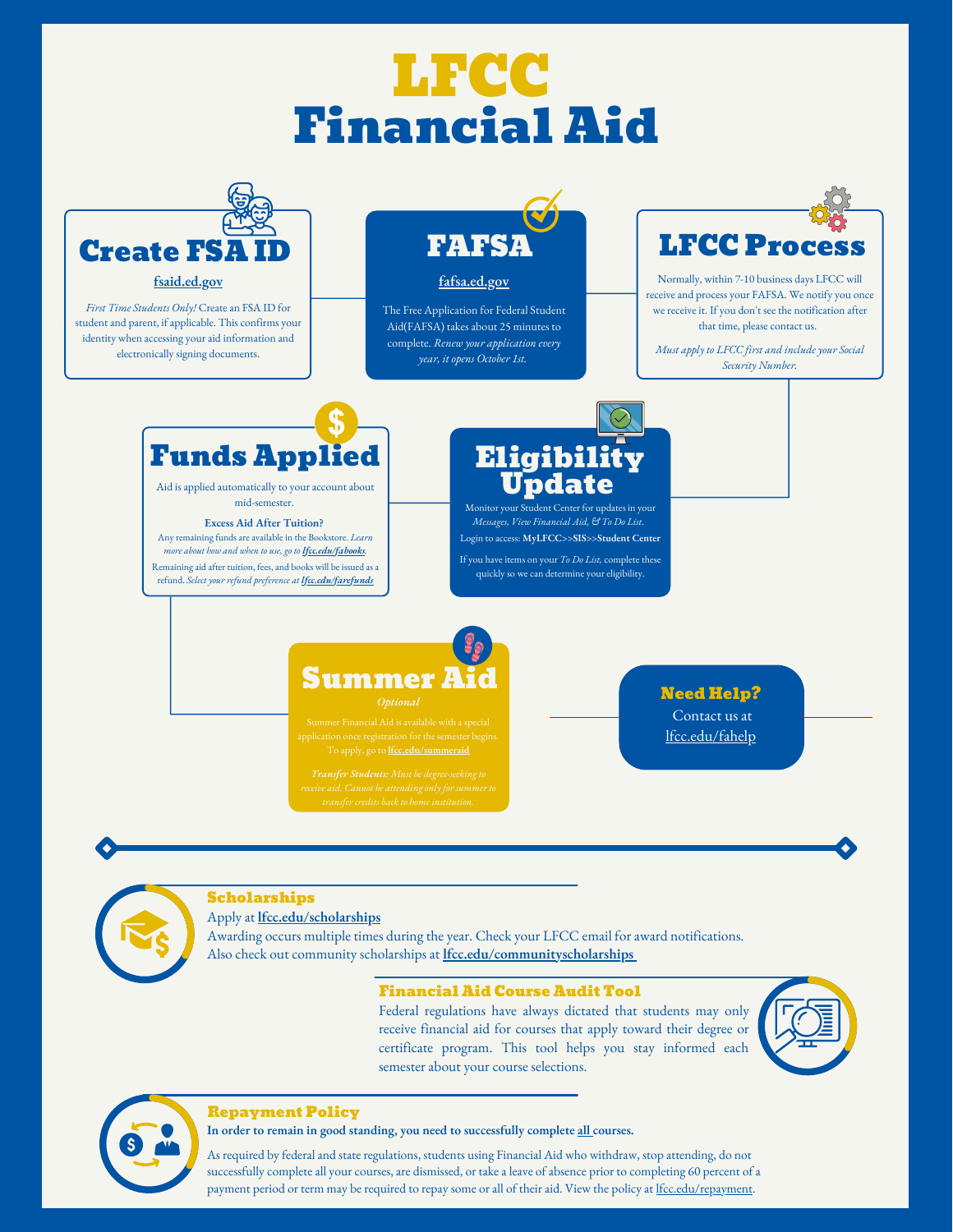# LFCC Financial Aid

## Create FSA ID

**fsaid.ed.gov**

*First Time Students Only!* Create an FSA ID for student and parent, if applicable. This confirms your identity when accessing your aid information and electronically signing documents.

## FAFSA

**fafsa.ed.gov**

The Free Application for Federal Student Aid(FAFSA) takes about 25 minutes to complete. *Renew your application every year, it opens October 1st.*

## LFCC Process

Normally, within 7-10 business days LFCC will receive and process your FAFSA. We notify you once we receive it. If you don't see the notification after that time, please contact us.

*Must apply to LFCC first and include your Social Security Number.*

## Eligibility Update

Monitor your Student Center for updates in your *Messages, View Financial Aid, & To Do List.*

Login to access: **MyLFCC>>SIS>>Student Center**

If you have items on your *To Do List,* complete these quickly so we can determine your eligibility.

## Funds Applied

Aid is applied automatically to your account about mid-semester.

**Excess Aid After Tuition?**

Any remaining funds are available in the Bookstore. *Learn more about how and when to use, go to* ***lfcc.edu/fabooks***.

Remaining aid after tuition, fees, and books will be issued as a refund. *Select your refund preference at* ***lfcc.edu/farefunds***

## Summer Aid

*Optional*

Summer Financial Aid is available with a special application once registration for the semester begins. To apply, go to **lfcc.edu/summeraid**

***Transfer Students:*** *Must be degree-seeking to receive aid. Cannot be attending only for summer to transfer credits back to home institution.*

## Need Help?

Contact us at lfcc.edu/fahelp

## Scholarships

Apply at **lfcc.edu/scholarships**

Awarding occurs multiple times during the year. Check your LFCC email for award notifications. Also check out community scholarships at **lfcc.edu/communityscholarships**

## Financial Aid Course Audit Tool

Federal regulations have always dictated that students may only receive financial aid for courses that apply toward their degree or certificate program. This tool helps you stay informed each semester about your course selections.

## Repayment Policy

**In order to remain in good standing, you need to successfully complete all courses.**

As required by federal and state regulations, students using Financial Aid who withdraw, stop attending, do not successfully complete all your courses, are dismissed, or take a leave of absence prior to completing 60 percent of a payment period or term may be required to repay some or all of their aid. View the policy at lfcc.edu/repayment.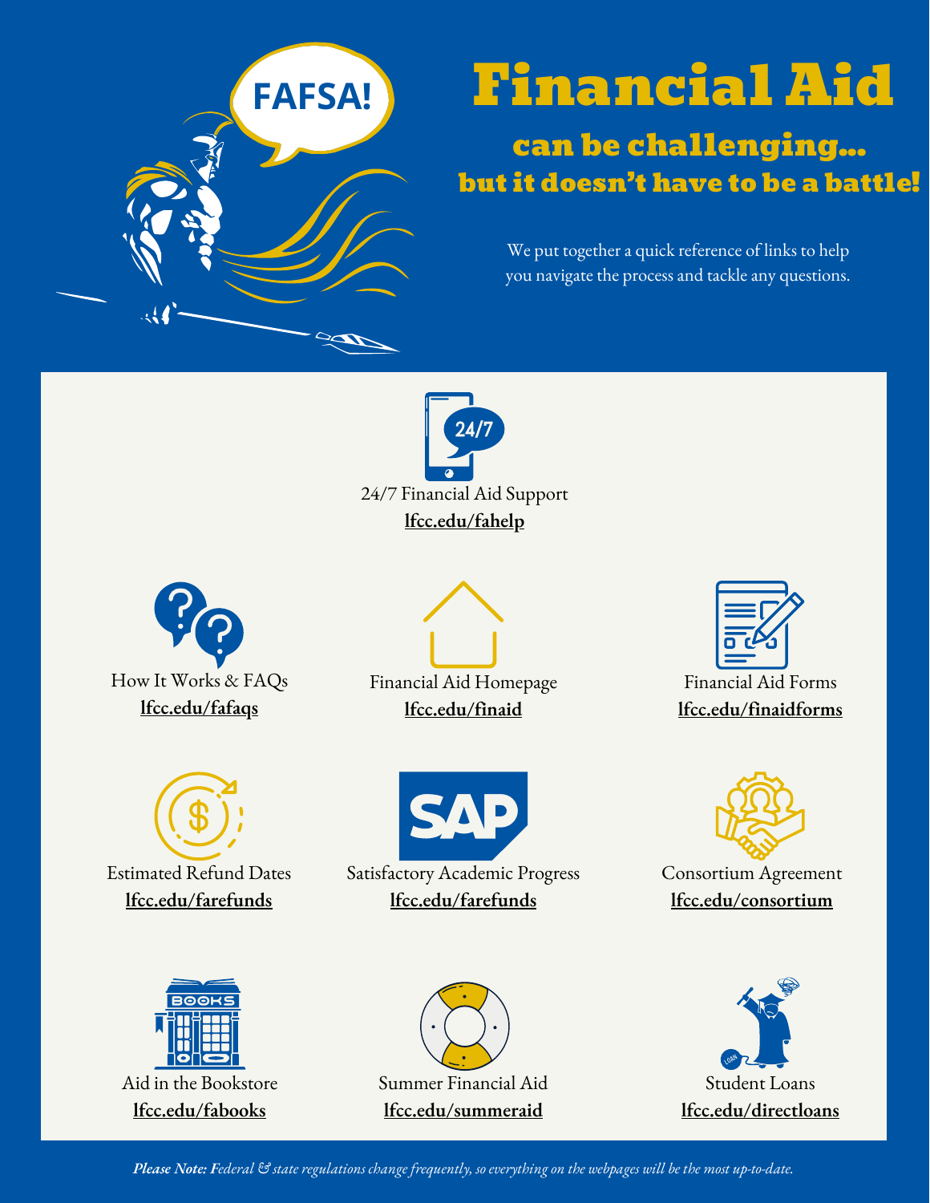# Financial Aid

## can be challenging... but it doesn't have to be a battle!

FAFSA!

We put together a quick reference of links to help you navigate the process and tackle any questions.

24/7 Financial Aid Support
**lfcc.edu/fahelp**

How It Works & FAQs
**lfcc.edu/fafaqs**

Financial Aid Homepage
**lfcc.edu/finaid**

Financial Aid Forms
**lfcc.edu/finaidforms**

Estimated Refund Dates
**lfcc.edu/farefunds**

Satisfactory Academic Progress
**lfcc.edu/farefunds**

Consortium Agreement
**lfcc.edu/consortium**

Aid in the Bookstore
**lfcc.edu/fabooks**

Summer Financial Aid
**lfcc.edu/summeraid**

Student Loans
**lfcc.edu/directloans**

***Please Note:** Federal & state regulations change frequently, so everything on the webpages will be the most up-to-date.*